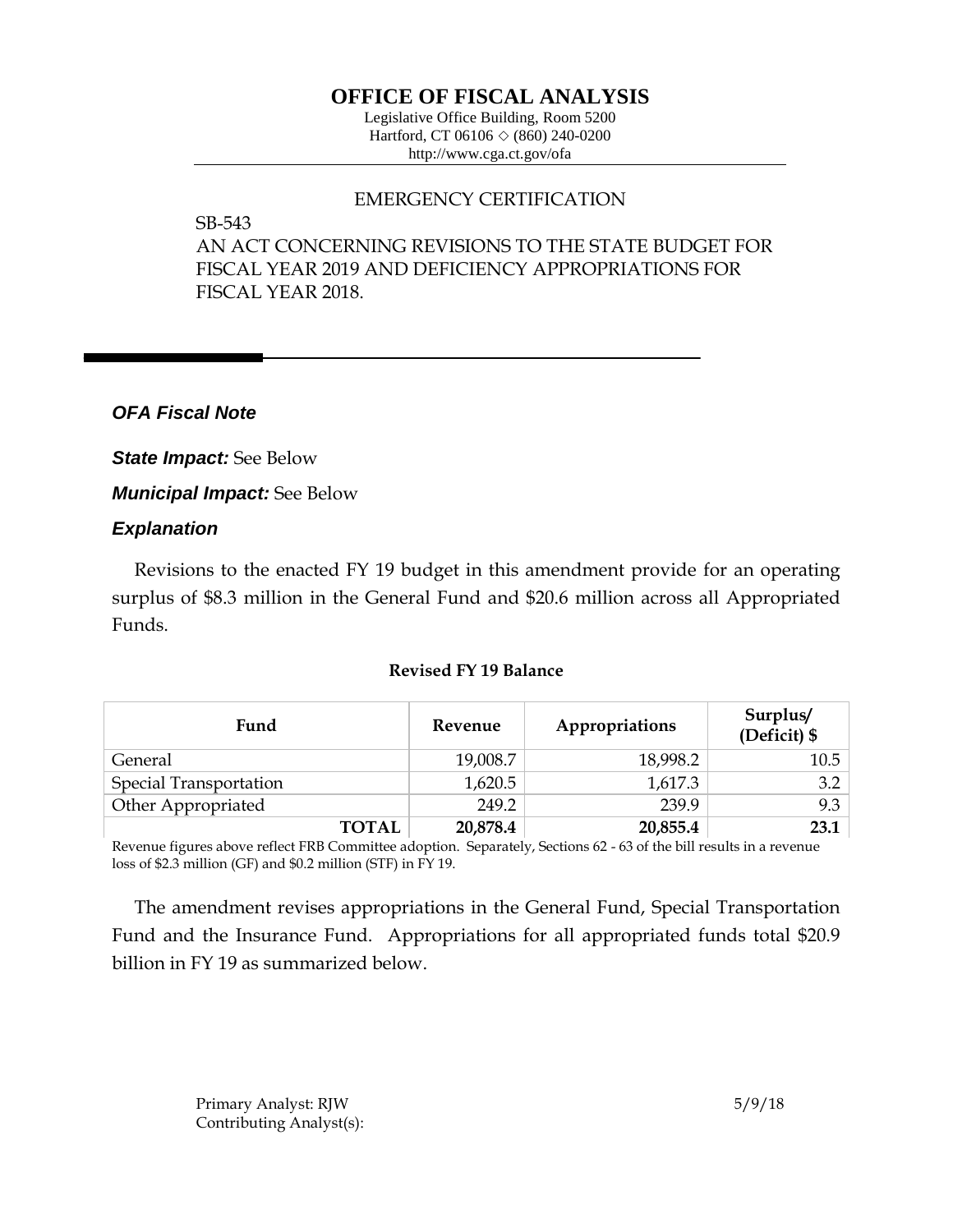# OFFICE OF FISCAL ANALYSIS

Legislative Office Building, Room 5200
Hartford, CT 06106 ◇ (860) 240-0200
http://www.cga.ct.gov/ofa

EMERGENCY CERTIFICATION

SB-543
AN ACT CONCERNING REVISIONS TO THE STATE BUDGET FOR FISCAL YEAR 2019 AND DEFICIENCY APPROPRIATIONS FOR FISCAL YEAR 2018.

## *OFA Fiscal Note*

***State Impact:*** See Below

***Municipal Impact:*** See Below

### *Explanation*

Revisions to the enacted FY 19 budget in this amendment provide for an operating surplus of $8.3 million in the General Fund and $20.6 million across all Appropriated Funds.

**Revised FY 19 Balance**

| Fund | Revenue | Appropriations | Surplus/ (Deficit) $ |
|---|---|---|---|
| General | 19,008.7 | 18,998.2 | 10.5 |
| Special Transportation | 1,620.5 | 1,617.3 | 3.2 |
| Other Appropriated | 249.2 | 239.9 | 9.3 |
| **TOTAL** | **20,878.4** | **20,855.4** | **23.1** |

Revenue figures above reflect FRB Committee adoption. Separately, Sections 62 - 63 of the bill results in a revenue loss of $2.3 million (GF) and $0.2 million (STF) in FY 19.

The amendment revises appropriations in the General Fund, Special Transportation Fund and the Insurance Fund. Appropriations for all appropriated funds total $20.9 billion in FY 19 as summarized below.

Primary Analyst: RJW
Contributing Analyst(s):

5/9/18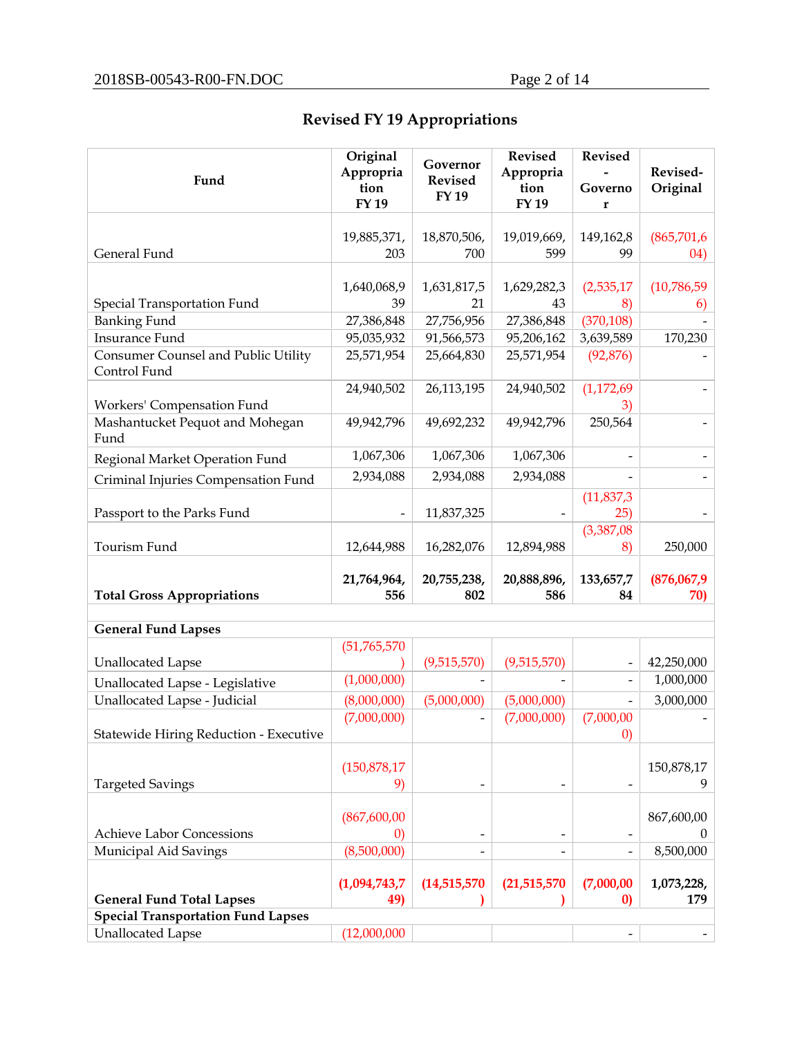## Revised FY 19 Appropriations

| Fund | Original Appropriation FY 19 | Governor Revised FY 19 | Revised Appropriation FY 19 | Revised - Governor | Revised-Original |
|---|---|---|---|---|---|
| General Fund | 19,885,371,203 | 18,870,506,700 | 19,019,669,599 | 149,162,899 | (865,701,604) |
| Special Transportation Fund | 1,640,068,939 | 1,631,817,521 | 1,629,282,343 | (2,535,178) | (10,786,596) |
| Banking Fund | 27,386,848 | 27,756,956 | 27,386,848 | (370,108) | - |
| Insurance Fund | 95,035,932 | 91,566,573 | 95,206,162 | 3,639,589 | 170,230 |
| Consumer Counsel and Public Utility Control Fund | 25,571,954 | 25,664,830 | 25,571,954 | (92,876) | - |
| Workers' Compensation Fund | 24,940,502 | 26,113,195 | 24,940,502 | (1,172,693) | - |
| Mashantucket Pequot and Mohegan Fund | 49,942,796 | 49,692,232 | 49,942,796 | 250,564 | - |
| Regional Market Operation Fund | 1,067,306 | 1,067,306 | 1,067,306 | - | - |
| Criminal Injuries Compensation Fund | 2,934,088 | 2,934,088 | 2,934,088 | - | - |
| Passport to the Parks Fund | - | 11,837,325 | - | (11,837,325) | - |
| Tourism Fund | 12,644,988 | 16,282,076 | 12,894,988 | (3,387,088) | 250,000 |
| **Total Gross Appropriations** | **21,764,964,556** | **20,755,238,802** | **20,888,896,586** | **133,657,784** | **(876,067,970)** |
| | | | | | |
| **General Fund Lapses** | | | | | |
| Unallocated Lapse | (51,765,570) | (9,515,570) | (9,515,570) | - | 42,250,000 |
| Unallocated Lapse - Legislative | (1,000,000) | - | - | - | 1,000,000 |
| Unallocated Lapse - Judicial | (8,000,000) | (5,000,000) | (5,000,000) | - | 3,000,000 |
| Statewide Hiring Reduction - Executive | (7,000,000) | - | (7,000,000) | (7,000,000) | - |
| Targeted Savings | (150,878,179) | - | - | - | 150,878,179 |
| Achieve Labor Concessions | (867,600,000) | - | - | - | 867,600,000 |
| Municipal Aid Savings | (8,500,000) | - | - | - | 8,500,000 |
| **General Fund Total Lapses** | **(1,094,743,749)** | **(14,515,570)** | **(21,515,570)** | **(7,000,000)** | **1,073,228,179** |
| **Special Transportation Fund Lapses** | | | | | |
| Unallocated Lapse | (12,000,000 | | | - | - |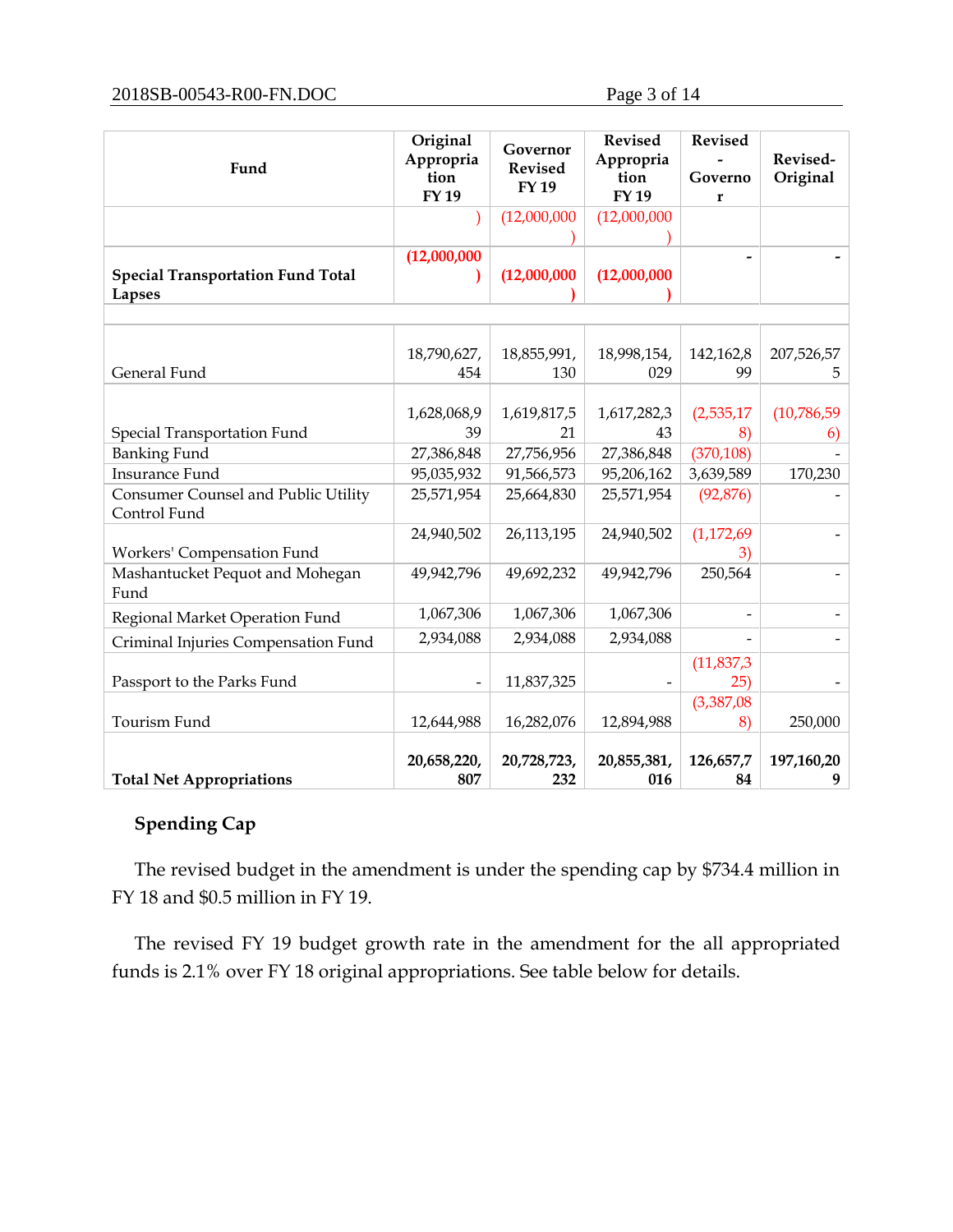| Fund | Original Appropriation FY 19 | Governor Revised FY 19 | Revised Appropriation FY 19 | Revised - Governor | Revised-Original |
|---|---|---|---|---|---|
| | ) | (12,000,000) | (12,000,000) | | |
| **Special Transportation Fund Total Lapses** | **(12,000,000)** | **(12,000,000)** | **(12,000,000)** | **-** | **-** |
| | | | | | |
| General Fund | 18,790,627,454 | 18,855,991,130 | 18,998,154,029 | 142,162,899 | 207,526,575 |
| Special Transportation Fund | 1,628,068,939 | 1,619,817,521 | 1,617,282,343 | (2,535,178) | (10,786,596) |
| Banking Fund | 27,386,848 | 27,756,956 | 27,386,848 | (370,108) | - |
| Insurance Fund | 95,035,932 | 91,566,573 | 95,206,162 | 3,639,589 | 170,230 |
| Consumer Counsel and Public Utility Control Fund | 25,571,954 | 25,664,830 | 25,571,954 | (92,876) | - |
| Workers' Compensation Fund | 24,940,502 | 26,113,195 | 24,940,502 | (1,172,693) | - |
| Mashantucket Pequot and Mohegan Fund | 49,942,796 | 49,692,232 | 49,942,796 | 250,564 | - |
| Regional Market Operation Fund | 1,067,306 | 1,067,306 | 1,067,306 | - | - |
| Criminal Injuries Compensation Fund | 2,934,088 | 2,934,088 | 2,934,088 | - | - |
| Passport to the Parks Fund | - | 11,837,325 | - | (11,837,325) | - |
| Tourism Fund | 12,644,988 | 16,282,076 | 12,894,988 | (3,387,088) | 250,000 |
| **Total Net Appropriations** | **20,658,220,807** | **20,728,723,232** | **20,855,381,016** | **126,657,784** | **197,160,209** |

**Spending Cap**

The revised budget in the amendment is under the spending cap by $734.4 million in FY 18 and $0.5 million in FY 19.

The revised FY 19 budget growth rate in the amendment for the all appropriated funds is 2.1% over FY 18 original appropriations. See table below for details.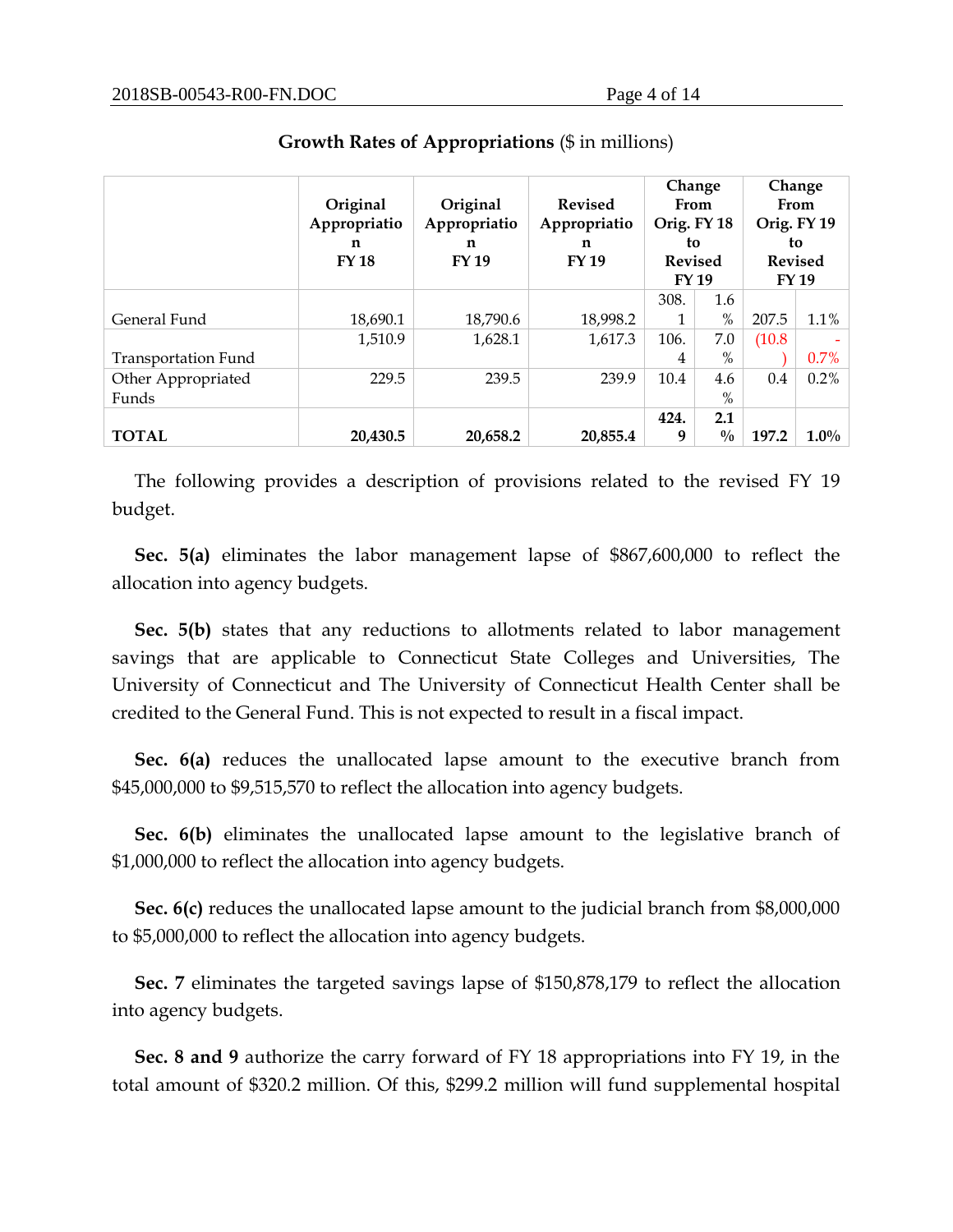**Growth Rates of Appropriations** ($ in millions)

| | Original Appropriation FY 18 | Original Appropriation FY 19 | Revised Appropriation FY 19 | Change From Orig. FY 18 to Revised FY 19 | | Change From Orig. FY 19 to Revised FY 19 | |
|---|---|---|---|---|---|---|---|
| General Fund | 18,690.1 | 18,790.6 | 18,998.2 | 308.1 | 1.6% | 207.5 | 1.1% |
| Transportation Fund | 1,510.9 | 1,628.1 | 1,617.3 | 106.4 | 7.0% | (10.8) | -0.7% |
| Other Appropriated Funds | 229.5 | 239.5 | 239.9 | 10.4 | 4.6% | 0.4 | 0.2% |
| **TOTAL** | **20,430.5** | **20,658.2** | **20,855.4** | **424.9** | **2.1%** | **197.2** | **1.0%** |

The following provides a description of provisions related to the revised FY 19 budget.

**Sec. 5(a)** eliminates the labor management lapse of $867,600,000 to reflect the allocation into agency budgets.

**Sec. 5(b)** states that any reductions to allotments related to labor management savings that are applicable to Connecticut State Colleges and Universities, The University of Connecticut and The University of Connecticut Health Center shall be credited to the General Fund. This is not expected to result in a fiscal impact.

**Sec. 6(a)** reduces the unallocated lapse amount to the executive branch from $45,000,000 to $9,515,570 to reflect the allocation into agency budgets.

**Sec. 6(b)** eliminates the unallocated lapse amount to the legislative branch of $1,000,000 to reflect the allocation into agency budgets.

**Sec. 6(c)** reduces the unallocated lapse amount to the judicial branch from $8,000,000 to $5,000,000 to reflect the allocation into agency budgets.

**Sec. 7** eliminates the targeted savings lapse of $150,878,179 to reflect the allocation into agency budgets.

**Sec. 8 and 9** authorize the carry forward of FY 18 appropriations into FY 19, in the total amount of $320.2 million. Of this, $299.2 million will fund supplemental hospital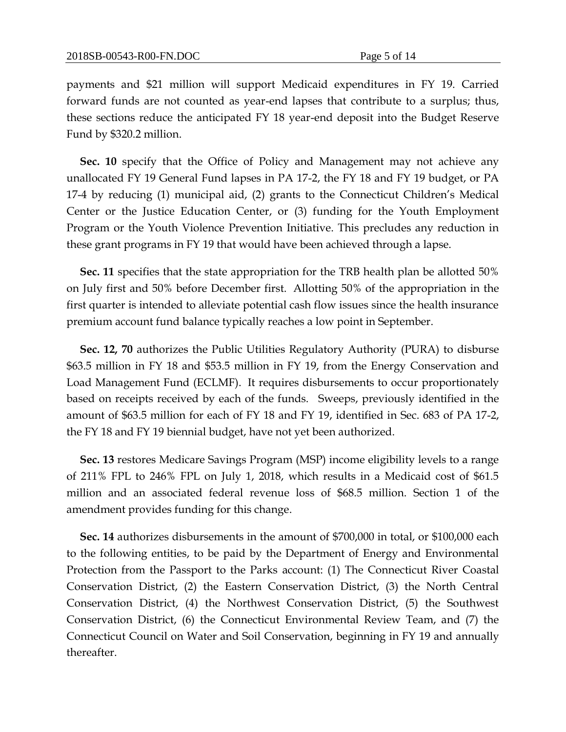payments and $21 million will support Medicaid expenditures in FY 19. Carried forward funds are not counted as year-end lapses that contribute to a surplus; thus, these sections reduce the anticipated FY 18 year-end deposit into the Budget Reserve Fund by $320.2 million.

**Sec. 10** specify that the Office of Policy and Management may not achieve any unallocated FY 19 General Fund lapses in PA 17-2, the FY 18 and FY 19 budget, or PA 17-4 by reducing (1) municipal aid, (2) grants to the Connecticut Children's Medical Center or the Justice Education Center, or (3) funding for the Youth Employment Program or the Youth Violence Prevention Initiative. This precludes any reduction in these grant programs in FY 19 that would have been achieved through a lapse.

**Sec. 11** specifies that the state appropriation for the TRB health plan be allotted 50% on July first and 50% before December first. Allotting 50% of the appropriation in the first quarter is intended to alleviate potential cash flow issues since the health insurance premium account fund balance typically reaches a low point in September.

**Sec. 12, 70** authorizes the Public Utilities Regulatory Authority (PURA) to disburse $63.5 million in FY 18 and $53.5 million in FY 19, from the Energy Conservation and Load Management Fund (ECLMF). It requires disbursements to occur proportionately based on receipts received by each of the funds. Sweeps, previously identified in the amount of $63.5 million for each of FY 18 and FY 19, identified in Sec. 683 of PA 17-2, the FY 18 and FY 19 biennial budget, have not yet been authorized.

**Sec. 13** restores Medicare Savings Program (MSP) income eligibility levels to a range of 211% FPL to 246% FPL on July 1, 2018, which results in a Medicaid cost of $61.5 million and an associated federal revenue loss of $68.5 million. Section 1 of the amendment provides funding for this change.

**Sec. 14** authorizes disbursements in the amount of $700,000 in total, or $100,000 each to the following entities, to be paid by the Department of Energy and Environmental Protection from the Passport to the Parks account: (1) The Connecticut River Coastal Conservation District, (2) the Eastern Conservation District, (3) the North Central Conservation District, (4) the Northwest Conservation District, (5) the Southwest Conservation District, (6) the Connecticut Environmental Review Team, and (7) the Connecticut Council on Water and Soil Conservation, beginning in FY 19 and annually thereafter.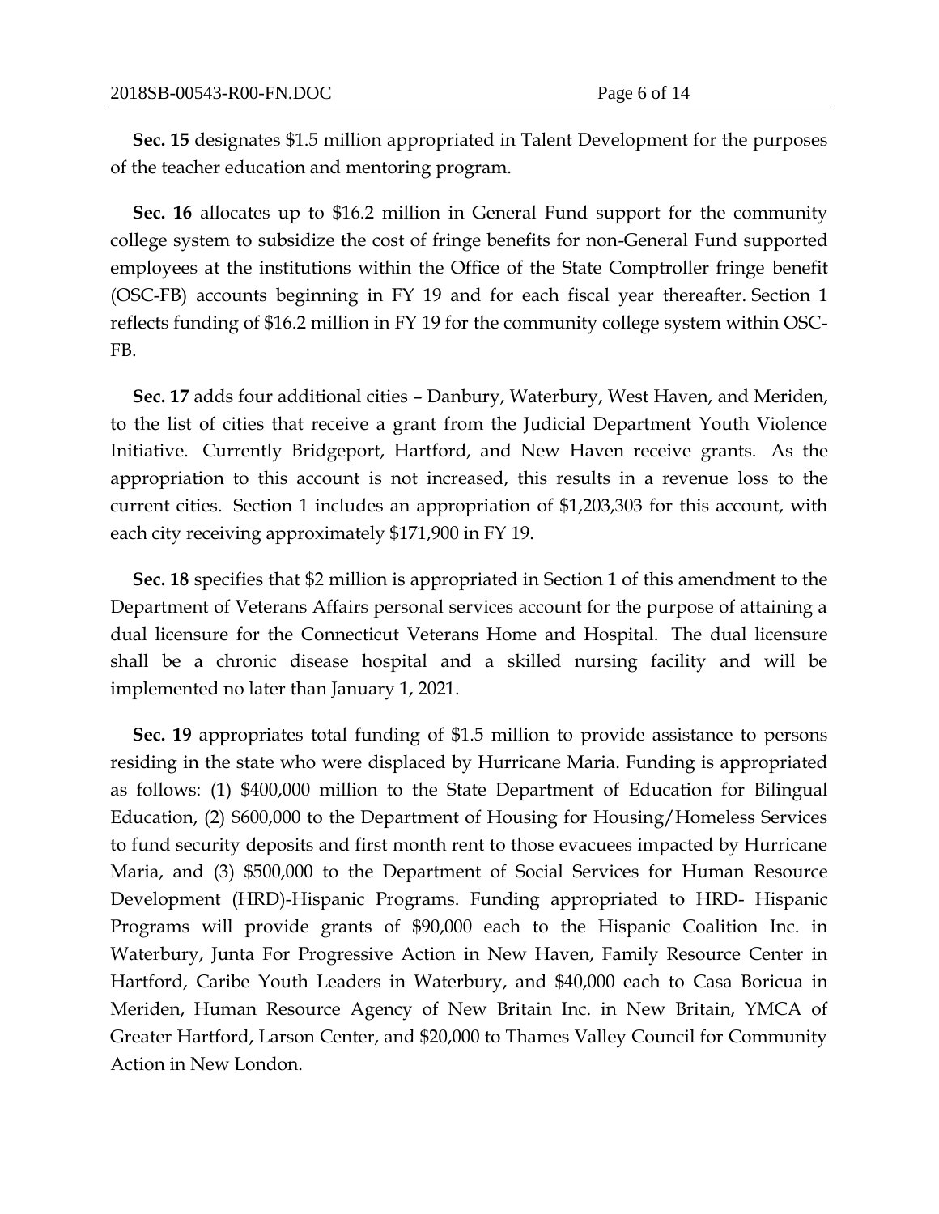**Sec. 15** designates $1.5 million appropriated in Talent Development for the purposes of the teacher education and mentoring program.

**Sec. 16** allocates up to $16.2 million in General Fund support for the community college system to subsidize the cost of fringe benefits for non-General Fund supported employees at the institutions within the Office of the State Comptroller fringe benefit (OSC-FB) accounts beginning in FY 19 and for each fiscal year thereafter. Section 1 reflects funding of $16.2 million in FY 19 for the community college system within OSC-FB.

**Sec. 17** adds four additional cities – Danbury, Waterbury, West Haven, and Meriden, to the list of cities that receive a grant from the Judicial Department Youth Violence Initiative. Currently Bridgeport, Hartford, and New Haven receive grants. As the appropriation to this account is not increased, this results in a revenue loss to the current cities. Section 1 includes an appropriation of $1,203,303 for this account, with each city receiving approximately $171,900 in FY 19.

**Sec. 18** specifies that $2 million is appropriated in Section 1 of this amendment to the Department of Veterans Affairs personal services account for the purpose of attaining a dual licensure for the Connecticut Veterans Home and Hospital. The dual licensure shall be a chronic disease hospital and a skilled nursing facility and will be implemented no later than January 1, 2021.

**Sec. 19** appropriates total funding of $1.5 million to provide assistance to persons residing in the state who were displaced by Hurricane Maria. Funding is appropriated as follows: (1) $400,000 million to the State Department of Education for Bilingual Education, (2) $600,000 to the Department of Housing for Housing/Homeless Services to fund security deposits and first month rent to those evacuees impacted by Hurricane Maria, and (3) $500,000 to the Department of Social Services for Human Resource Development (HRD)-Hispanic Programs. Funding appropriated to HRD- Hispanic Programs will provide grants of $90,000 each to the Hispanic Coalition Inc. in Waterbury, Junta For Progressive Action in New Haven, Family Resource Center in Hartford, Caribe Youth Leaders in Waterbury, and $40,000 each to Casa Boricua in Meriden, Human Resource Agency of New Britain Inc. in New Britain, YMCA of Greater Hartford, Larson Center, and $20,000 to Thames Valley Council for Community Action in New London.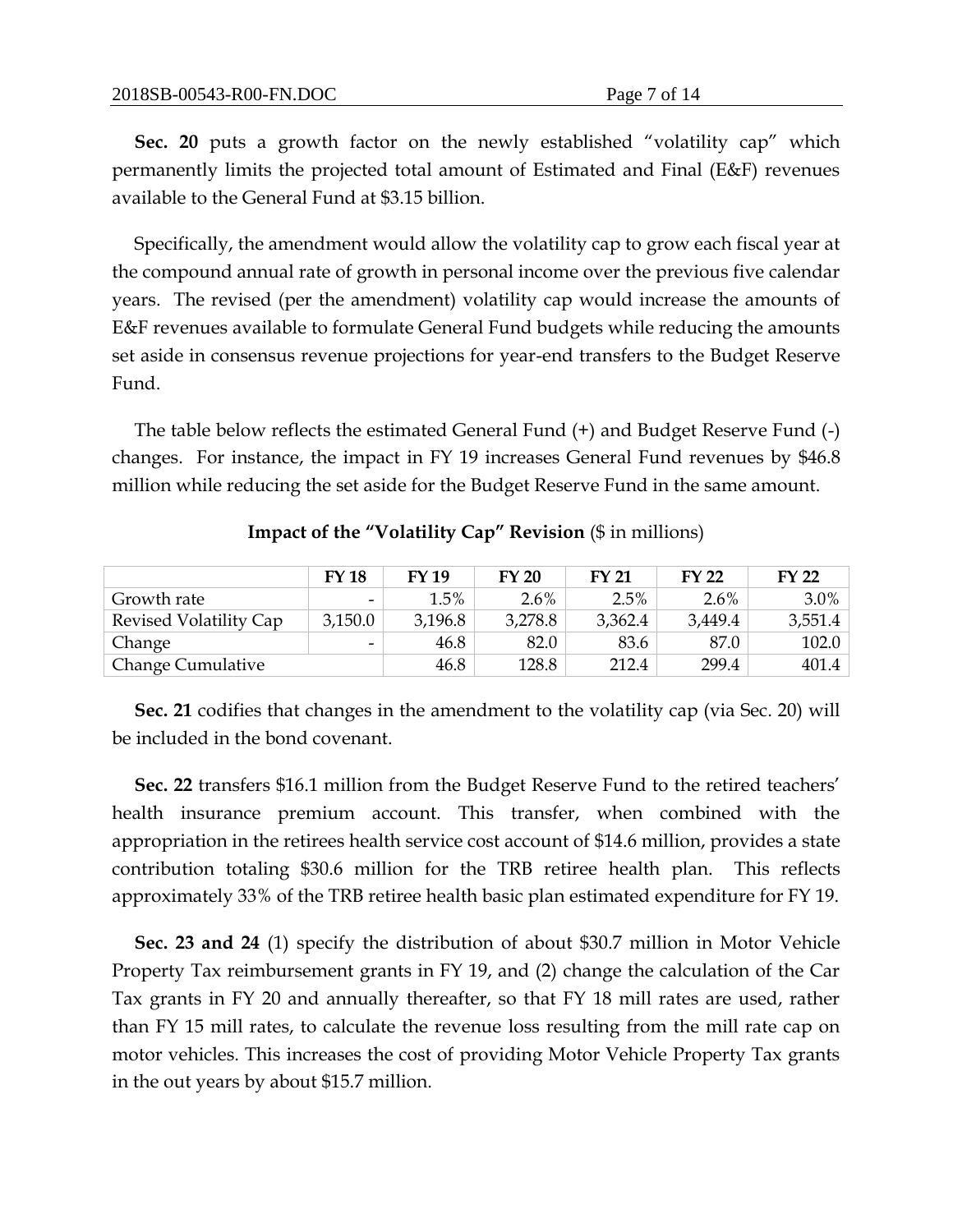**Sec. 20** puts a growth factor on the newly established "volatility cap" which permanently limits the projected total amount of Estimated and Final (E&F) revenues available to the General Fund at $3.15 billion.

Specifically, the amendment would allow the volatility cap to grow each fiscal year at the compound annual rate of growth in personal income over the previous five calendar years. The revised (per the amendment) volatility cap would increase the amounts of E&F revenues available to formulate General Fund budgets while reducing the amounts set aside in consensus revenue projections for year-end transfers to the Budget Reserve Fund.

The table below reflects the estimated General Fund (+) and Budget Reserve Fund (-) changes. For instance, the impact in FY 19 increases General Fund revenues by $46.8 million while reducing the set aside for the Budget Reserve Fund in the same amount.

**Impact of the "Volatility Cap" Revision** ($ in millions)

| | FY 18 | FY 19 | FY 20 | FY 21 | FY 22 | FY 22 |
|---|---|---|---|---|---|---|
| Growth rate | - | 1.5% | 2.6% | 2.5% | 2.6% | 3.0% |
| Revised Volatility Cap | 3,150.0 | 3,196.8 | 3,278.8 | 3,362.4 | 3,449.4 | 3,551.4 |
| Change | - | 46.8 | 82.0 | 83.6 | 87.0 | 102.0 |
| Change Cumulative | | 46.8 | 128.8 | 212.4 | 299.4 | 401.4 |

**Sec. 21** codifies that changes in the amendment to the volatility cap (via Sec. 20) will be included in the bond covenant.

**Sec. 22** transfers $16.1 million from the Budget Reserve Fund to the retired teachers' health insurance premium account. This transfer, when combined with the appropriation in the retirees health service cost account of $14.6 million, provides a state contribution totaling $30.6 million for the TRB retiree health plan. This reflects approximately 33% of the TRB retiree health basic plan estimated expenditure for FY 19.

**Sec. 23 and 24** (1) specify the distribution of about $30.7 million in Motor Vehicle Property Tax reimbursement grants in FY 19, and (2) change the calculation of the Car Tax grants in FY 20 and annually thereafter, so that FY 18 mill rates are used, rather than FY 15 mill rates, to calculate the revenue loss resulting from the mill rate cap on motor vehicles. This increases the cost of providing Motor Vehicle Property Tax grants in the out years by about $15.7 million.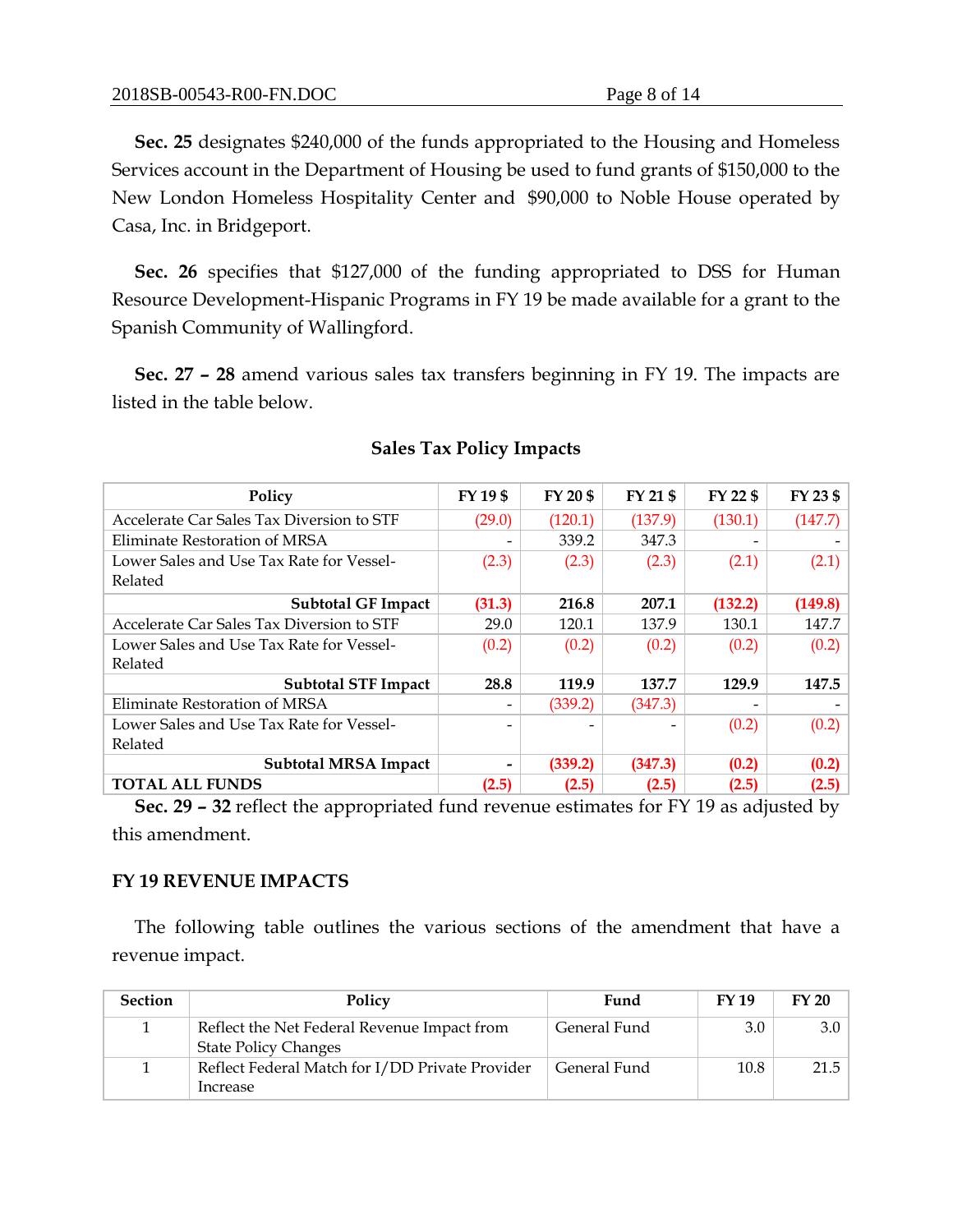**Sec. 25** designates $240,000 of the funds appropriated to the Housing and Homeless Services account in the Department of Housing be used to fund grants of $150,000 to the New London Homeless Hospitality Center and $90,000 to Noble House operated by Casa, Inc. in Bridgeport.

**Sec. 26** specifies that $127,000 of the funding appropriated to DSS for Human Resource Development-Hispanic Programs in FY 19 be made available for a grant to the Spanish Community of Wallingford.

**Sec. 27 – 28** amend various sales tax transfers beginning in FY 19. The impacts are listed in the table below.

**Sales Tax Policy Impacts**

| Policy | FY 19 $ | FY 20 $ | FY 21 $ | FY 22 $ | FY 23 $ |
|---|---|---|---|---|---|
| Accelerate Car Sales Tax Diversion to STF | (29.0) | (120.1) | (137.9) | (130.1) | (147.7) |
| Eliminate Restoration of MRSA | - | 339.2 | 347.3 | - | - |
| Lower Sales and Use Tax Rate for Vessel-Related | (2.3) | (2.3) | (2.3) | (2.1) | (2.1) |
| **Subtotal GF Impact** | **(31.3)** | **216.8** | **207.1** | **(132.2)** | **(149.8)** |
| Accelerate Car Sales Tax Diversion to STF | 29.0 | 120.1 | 137.9 | 130.1 | 147.7 |
| Lower Sales and Use Tax Rate for Vessel-Related | (0.2) | (0.2) | (0.2) | (0.2) | (0.2) |
| **Subtotal STF Impact** | **28.8** | **119.9** | **137.7** | **129.9** | **147.5** |
| Eliminate Restoration of MRSA | - | (339.2) | (347.3) | - | - |
| Lower Sales and Use Tax Rate for Vessel-Related | - | - | - | (0.2) | (0.2) |
| **Subtotal MRSA Impact** | **-** | **(339.2)** | **(347.3)** | **(0.2)** | **(0.2)** |
| **TOTAL ALL FUNDS** | **(2.5)** | **(2.5)** | **(2.5)** | **(2.5)** | **(2.5)** |

**Sec. 29 – 32** reflect the appropriated fund revenue estimates for FY 19 as adjusted by this amendment.

**FY 19 REVENUE IMPACTS**

The following table outlines the various sections of the amendment that have a revenue impact.

| Section | Policy | Fund | FY 19 | FY 20 |
|---|---|---|---|---|
| 1 | Reflect the Net Federal Revenue Impact from State Policy Changes | General Fund | 3.0 | 3.0 |
| 1 | Reflect Federal Match for I/DD Private Provider Increase | General Fund | 10.8 | 21.5 |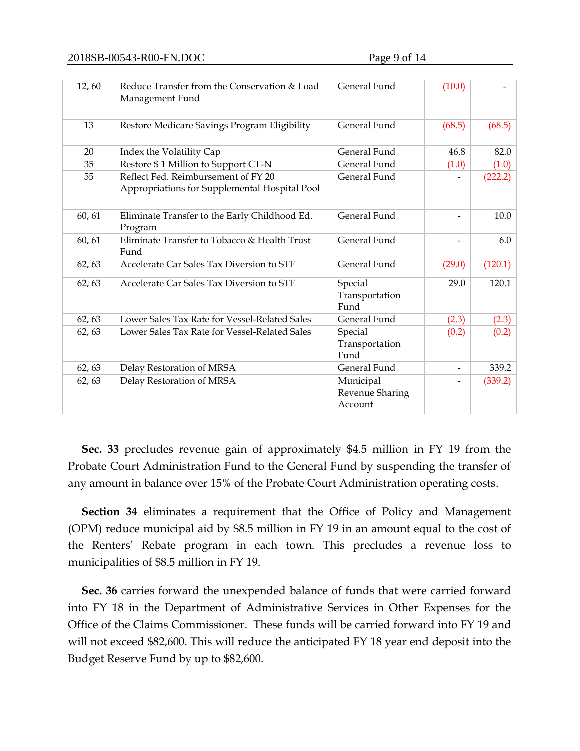| | | | | |
|---|---|---|---|---|
| 12, 60 | Reduce Transfer from the Conservation & Load Management Fund | General Fund | (10.0) | - |
| 13 | Restore Medicare Savings Program Eligibility | General Fund | (68.5) | (68.5) |
| 20 | Index the Volatility Cap | General Fund | 46.8 | 82.0 |
| 35 | Restore $ 1 Million to Support CT-N | General Fund | (1.0) | (1.0) |
| 55 | Reflect Fed. Reimbursement of FY 20 Appropriations for Supplemental Hospital Pool | General Fund | - | (222.2) |
| 60, 61 | Eliminate Transfer to the Early Childhood Ed. Program | General Fund | - | 10.0 |
| 60, 61 | Eliminate Transfer to Tobacco & Health Trust Fund | General Fund | - | 6.0 |
| 62, 63 | Accelerate Car Sales Tax Diversion to STF | General Fund | (29.0) | (120.1) |
| 62, 63 | Accelerate Car Sales Tax Diversion to STF | Special Transportation Fund | 29.0 | 120.1 |
| 62, 63 | Lower Sales Tax Rate for Vessel-Related Sales | General Fund | (2.3) | (2.3) |
| 62, 63 | Lower Sales Tax Rate for Vessel-Related Sales | Special Transportation Fund | (0.2) | (0.2) |
| 62, 63 | Delay Restoration of MRSA | General Fund | - | 339.2 |
| 62, 63 | Delay Restoration of MRSA | Municipal Revenue Sharing Account | - | (339.2) |

**Sec. 33** precludes revenue gain of approximately $4.5 million in FY 19 from the Probate Court Administration Fund to the General Fund by suspending the transfer of any amount in balance over 15% of the Probate Court Administration operating costs.

**Section 34** eliminates a requirement that the Office of Policy and Management (OPM) reduce municipal aid by $8.5 million in FY 19 in an amount equal to the cost of the Renters' Rebate program in each town. This precludes a revenue loss to municipalities of $8.5 million in FY 19.

**Sec. 36** carries forward the unexpended balance of funds that were carried forward into FY 18 in the Department of Administrative Services in Other Expenses for the Office of the Claims Commissioner. These funds will be carried forward into FY 19 and will not exceed $82,600. This will reduce the anticipated FY 18 year end deposit into the Budget Reserve Fund by up to $82,600.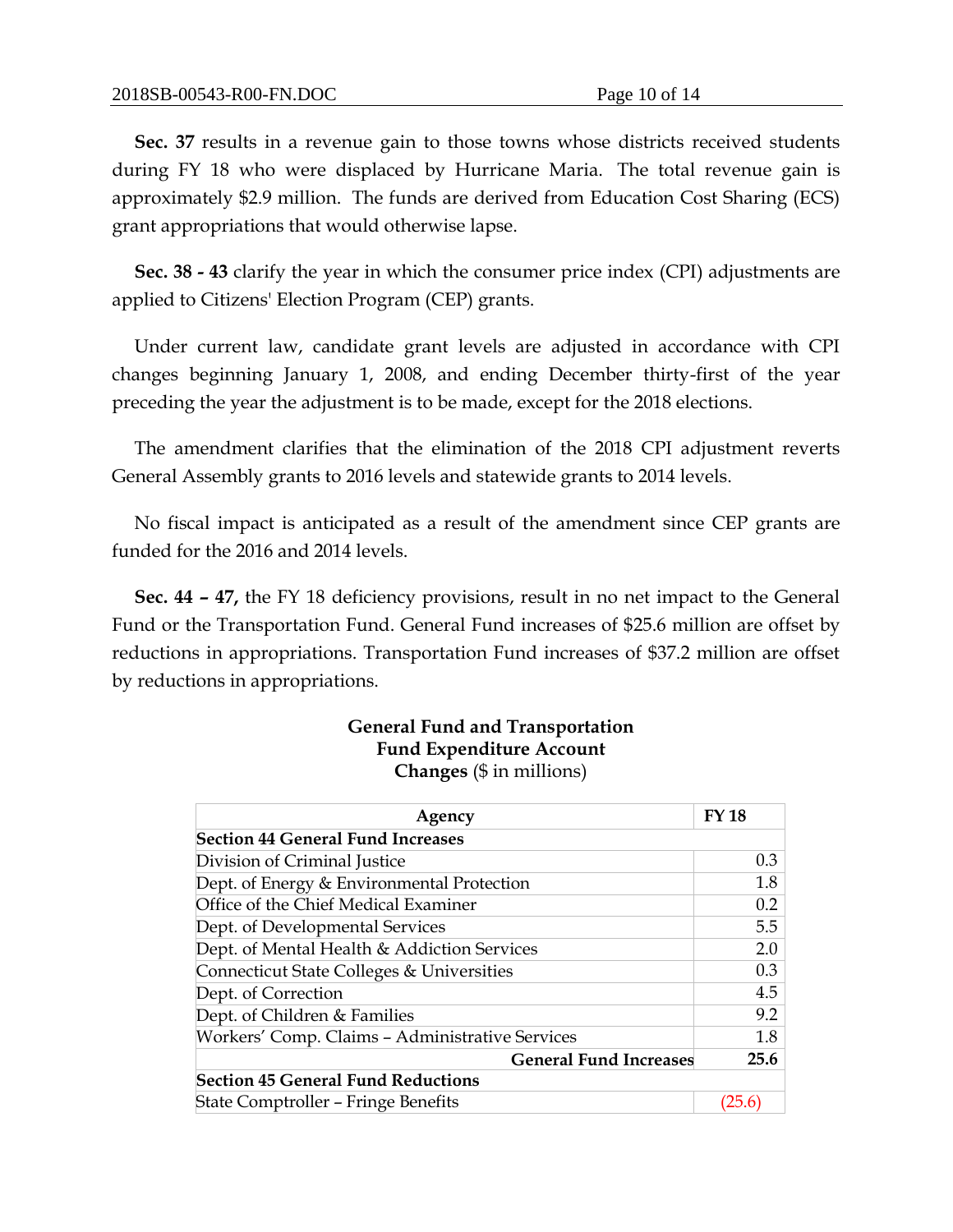**Sec. 37** results in a revenue gain to those towns whose districts received students during FY 18 who were displaced by Hurricane Maria. The total revenue gain is approximately $2.9 million. The funds are derived from Education Cost Sharing (ECS) grant appropriations that would otherwise lapse.

**Sec. 38 - 43** clarify the year in which the consumer price index (CPI) adjustments are applied to Citizens' Election Program (CEP) grants.

Under current law, candidate grant levels are adjusted in accordance with CPI changes beginning January 1, 2008, and ending December thirty-first of the year preceding the year the adjustment is to be made, except for the 2018 elections.

The amendment clarifies that the elimination of the 2018 CPI adjustment reverts General Assembly grants to 2016 levels and statewide grants to 2014 levels.

No fiscal impact is anticipated as a result of the amendment since CEP grants are funded for the 2016 and 2014 levels.

**Sec. 44 – 47,** the FY 18 deficiency provisions, result in no net impact to the General Fund or the Transportation Fund. General Fund increases of $25.6 million are offset by reductions in appropriations. Transportation Fund increases of $37.2 million are offset by reductions in appropriations.

**General Fund and Transportation Fund Expenditure Account Changes** ($ in millions)

| Agency | FY 18 |
|---|---|
| **Section 44 General Fund Increases** | |
| Division of Criminal Justice | 0.3 |
| Dept. of Energy & Environmental Protection | 1.8 |
| Office of the Chief Medical Examiner | 0.2 |
| Dept. of Developmental Services | 5.5 |
| Dept. of Mental Health & Addiction Services | 2.0 |
| Connecticut State Colleges & Universities | 0.3 |
| Dept. of Correction | 4.5 |
| Dept. of Children & Families | 9.2 |
| Workers' Comp. Claims – Administrative Services | 1.8 |
| **General Fund Increases** | **25.6** |
| **Section 45 General Fund Reductions** | |
| State Comptroller – Fringe Benefits | (25.6) |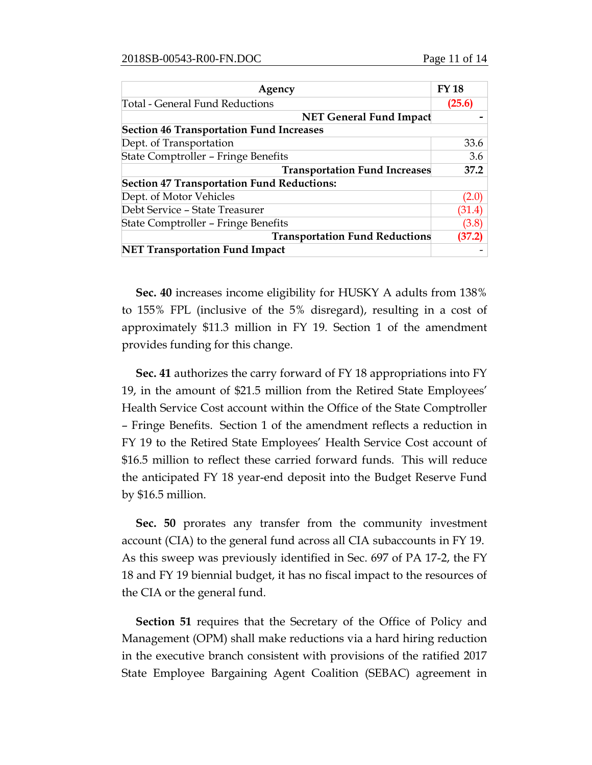| Agency | FY 18 |
|---|---|
| Total - General Fund Reductions | **(25.6)** |
| **NET General Fund Impact** | **-** |
| **Section 46 Transportation Fund Increases** | |
| Dept. of Transportation | 33.6 |
| State Comptroller – Fringe Benefits | 3.6 |
| **Transportation Fund Increases** | **37.2** |
| **Section 47 Transportation Fund Reductions:** | |
| Dept. of Motor Vehicles | (2.0) |
| Debt Service – State Treasurer | (31.4) |
| State Comptroller – Fringe Benefits | (3.8) |
| **Transportation Fund Reductions** | **(37.2)** |
| **NET Transportation Fund Impact** | - |

**Sec. 40** increases income eligibility for HUSKY A adults from 138% to 155% FPL (inclusive of the 5% disregard), resulting in a cost of approximately $11.3 million in FY 19. Section 1 of the amendment provides funding for this change.

**Sec. 41** authorizes the carry forward of FY 18 appropriations into FY 19, in the amount of $21.5 million from the Retired State Employees' Health Service Cost account within the Office of the State Comptroller – Fringe Benefits. Section 1 of the amendment reflects a reduction in FY 19 to the Retired State Employees' Health Service Cost account of $16.5 million to reflect these carried forward funds. This will reduce the anticipated FY 18 year-end deposit into the Budget Reserve Fund by $16.5 million.

**Sec. 50** prorates any transfer from the community investment account (CIA) to the general fund across all CIA subaccounts in FY 19. As this sweep was previously identified in Sec. 697 of PA 17-2, the FY 18 and FY 19 biennial budget, it has no fiscal impact to the resources of the CIA or the general fund.

**Section 51** requires that the Secretary of the Office of Policy and Management (OPM) shall make reductions via a hard hiring reduction in the executive branch consistent with provisions of the ratified 2017 State Employee Bargaining Agent Coalition (SEBAC) agreement in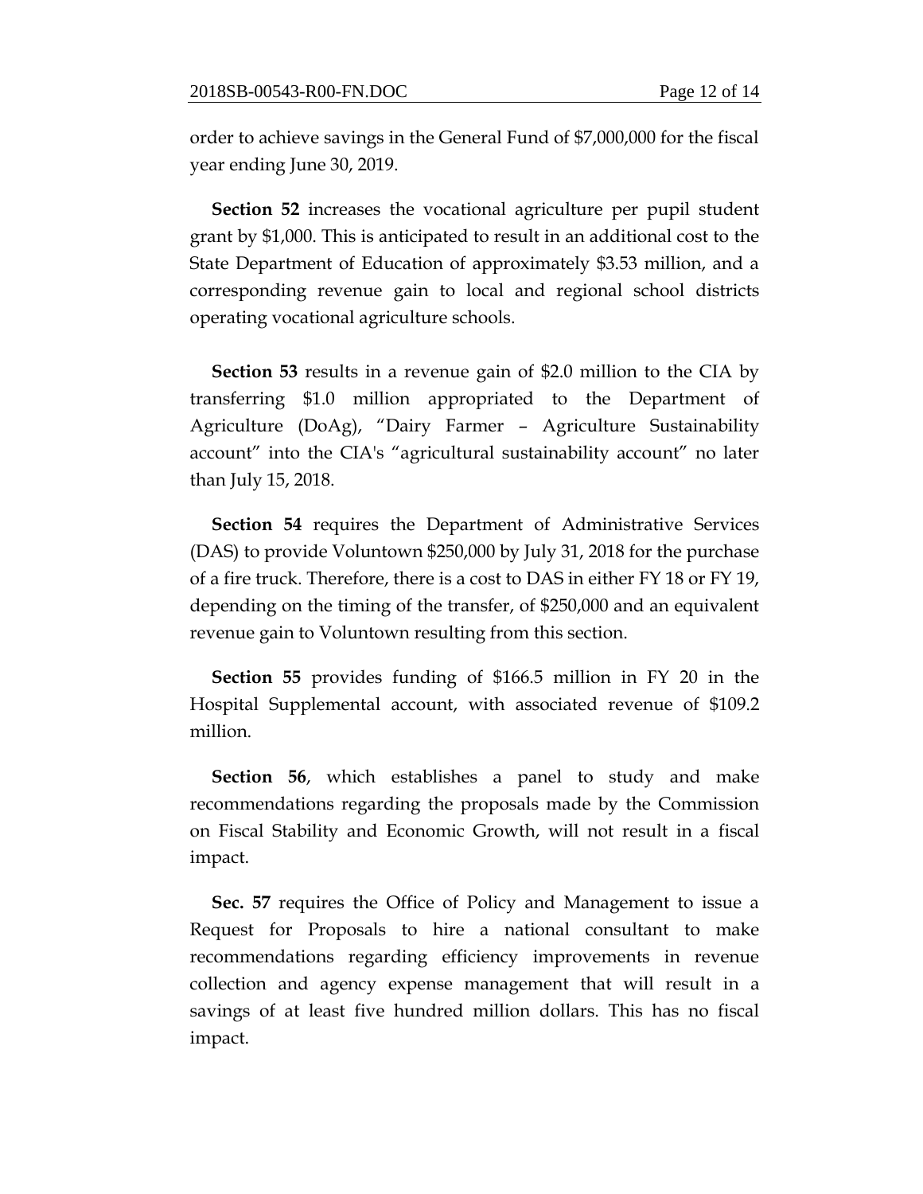order to achieve savings in the General Fund of $7,000,000 for the fiscal year ending June 30, 2019.

**Section 52** increases the vocational agriculture per pupil student grant by $1,000. This is anticipated to result in an additional cost to the State Department of Education of approximately $3.53 million, and a corresponding revenue gain to local and regional school districts operating vocational agriculture schools.

**Section 53** results in a revenue gain of $2.0 million to the CIA by transferring $1.0 million appropriated to the Department of Agriculture (DoAg), "Dairy Farmer – Agriculture Sustainability account" into the CIA's "agricultural sustainability account" no later than July 15, 2018.

**Section 54** requires the Department of Administrative Services (DAS) to provide Voluntown $250,000 by July 31, 2018 for the purchase of a fire truck. Therefore, there is a cost to DAS in either FY 18 or FY 19, depending on the timing of the transfer, of $250,000 and an equivalent revenue gain to Voluntown resulting from this section.

**Section 55** provides funding of $166.5 million in FY 20 in the Hospital Supplemental account, with associated revenue of $109.2 million.

**Section 56**, which establishes a panel to study and make recommendations regarding the proposals made by the Commission on Fiscal Stability and Economic Growth, will not result in a fiscal impact.

**Sec. 57** requires the Office of Policy and Management to issue a Request for Proposals to hire a national consultant to make recommendations regarding efficiency improvements in revenue collection and agency expense management that will result in a savings of at least five hundred million dollars. This has no fiscal impact.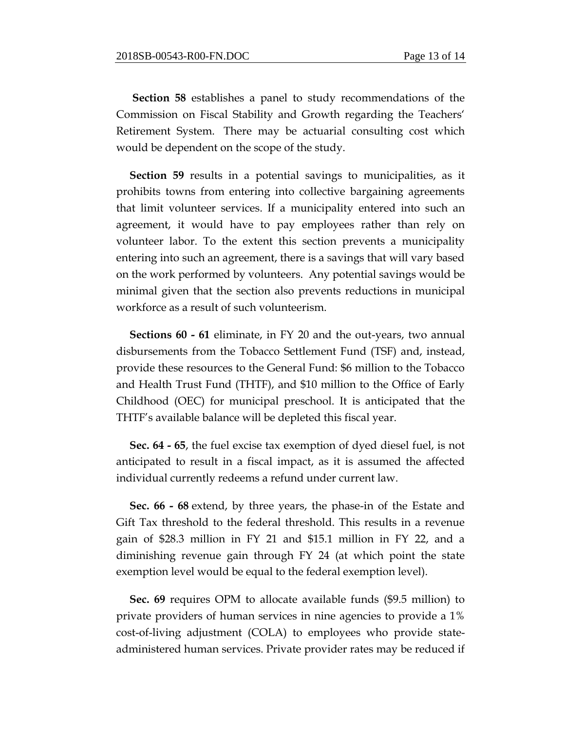**Section 58** establishes a panel to study recommendations of the Commission on Fiscal Stability and Growth regarding the Teachers' Retirement System. There may be actuarial consulting cost which would be dependent on the scope of the study.

**Section 59** results in a potential savings to municipalities, as it prohibits towns from entering into collective bargaining agreements that limit volunteer services. If a municipality entered into such an agreement, it would have to pay employees rather than rely on volunteer labor. To the extent this section prevents a municipality entering into such an agreement, there is a savings that will vary based on the work performed by volunteers. Any potential savings would be minimal given that the section also prevents reductions in municipal workforce as a result of such volunteerism.

**Sections 60 - 61** eliminate, in FY 20 and the out-years, two annual disbursements from the Tobacco Settlement Fund (TSF) and, instead, provide these resources to the General Fund: $6 million to the Tobacco and Health Trust Fund (THTF), and $10 million to the Office of Early Childhood (OEC) for municipal preschool. It is anticipated that the THTF's available balance will be depleted this fiscal year.

**Sec. 64 - 65**, the fuel excise tax exemption of dyed diesel fuel, is not anticipated to result in a fiscal impact, as it is assumed the affected individual currently redeems a refund under current law.

**Sec. 66 - 68** extend, by three years, the phase-in of the Estate and Gift Tax threshold to the federal threshold. This results in a revenue gain of $28.3 million in FY 21 and $15.1 million in FY 22, and a diminishing revenue gain through FY 24 (at which point the state exemption level would be equal to the federal exemption level).

**Sec. 69** requires OPM to allocate available funds ($9.5 million) to private providers of human services in nine agencies to provide a 1% cost-of-living adjustment (COLA) to employees who provide state-administered human services. Private provider rates may be reduced if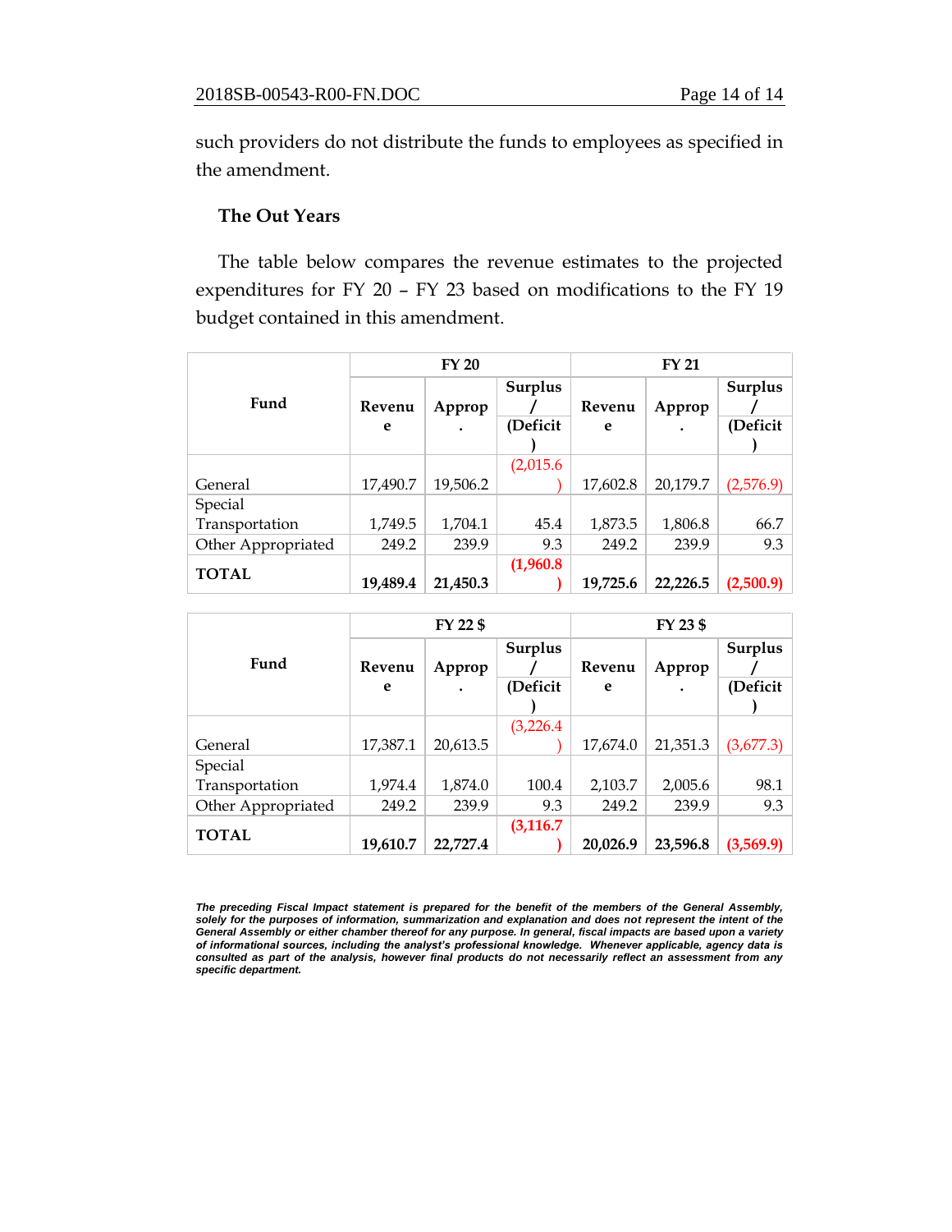such providers do not distribute the funds to employees as specified in the amendment.

**The Out Years**

The table below compares the revenue estimates to the projected expenditures for FY 20 – FY 23 based on modifications to the FY 19 budget contained in this amendment.

| Fund | FY 20 | | | FY 21 | | |
|---|---|---|---|---|---|---|
| | Revenue | Approp. | Surplus / (Deficit) | Revenue | Approp. | Surplus / (Deficit) |
| General | 17,490.7 | 19,506.2 | (2,015.6) | 17,602.8 | 20,179.7 | (2,576.9) |
| Special Transportation | 1,749.5 | 1,704.1 | 45.4 | 1,873.5 | 1,806.8 | 66.7 |
| Other Appropriated | 249.2 | 239.9 | 9.3 | 249.2 | 239.9 | 9.3 |
| **TOTAL** | **19,489.4** | **21,450.3** | **(1,960.8)** | **19,725.6** | **22,226.5** | **(2,500.9)** |

| Fund | FY 22 $ | | | FY 23 $ | | |
|---|---|---|---|---|---|---|
| | Revenue | Approp. | Surplus / (Deficit) | Revenue | Approp. | Surplus / (Deficit) |
| General | 17,387.1 | 20,613.5 | (3,226.4) | 17,674.0 | 21,351.3 | (3,677.3) |
| Special Transportation | 1,974.4 | 1,874.0 | 100.4 | 2,103.7 | 2,005.6 | 98.1 |
| Other Appropriated | 249.2 | 239.9 | 9.3 | 249.2 | 239.9 | 9.3 |
| **TOTAL** | **19,610.7** | **22,727.4** | **(3,116.7)** | **20,026.9** | **23,596.8** | **(3,569.9)** |

***The preceding Fiscal Impact statement is prepared for the benefit of the members of the General Assembly, solely for the purposes of information, summarization and explanation and does not represent the intent of the General Assembly or either chamber thereof for any purpose. In general, fiscal impacts are based upon a variety of informational sources, including the analyst's professional knowledge. Whenever applicable, agency data is consulted as part of the analysis, however final products do not necessarily reflect an assessment from any specific department.***